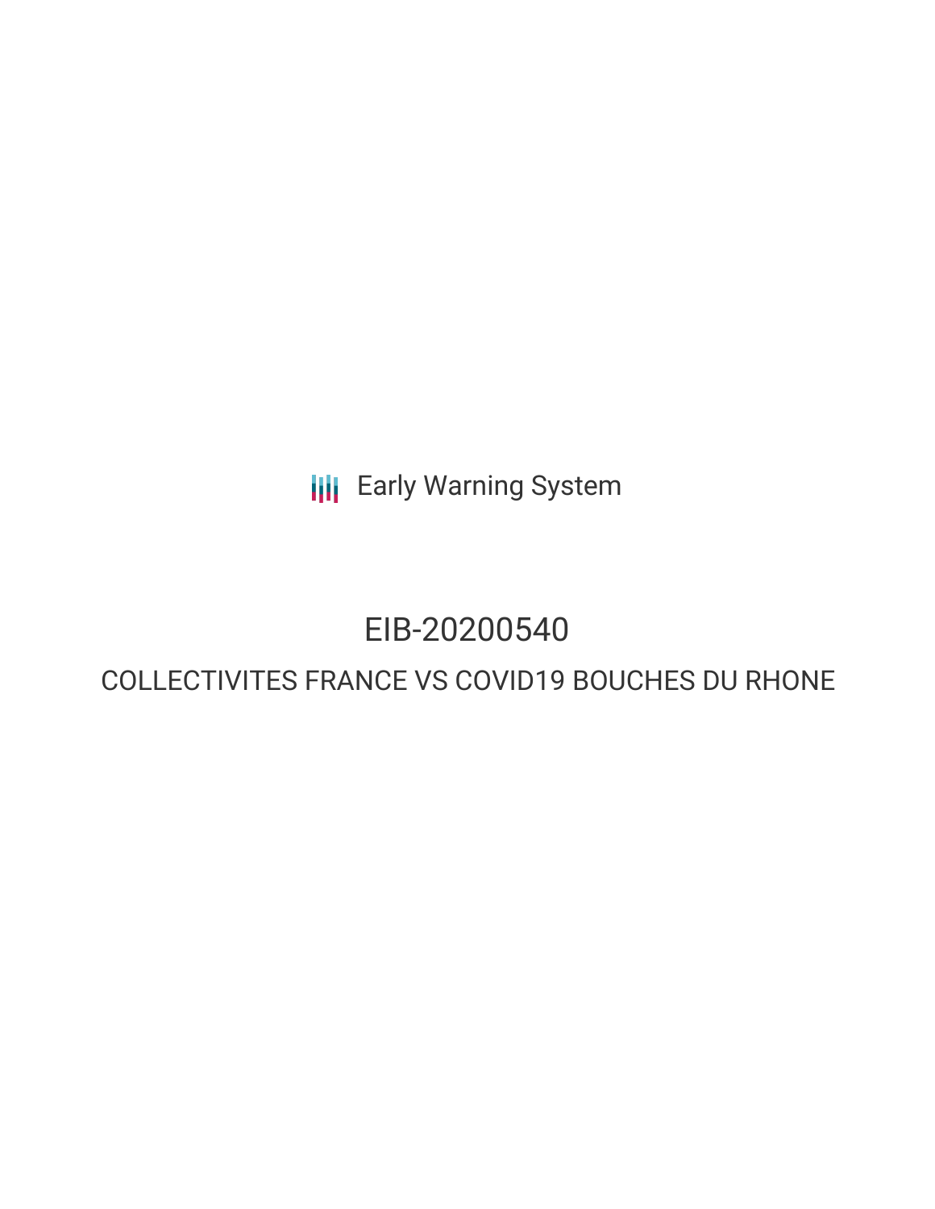Early Warning System

# EIB-20200540

## COLLECTIVITES FRANCE VS COVID19 BOUCHES DU RHONE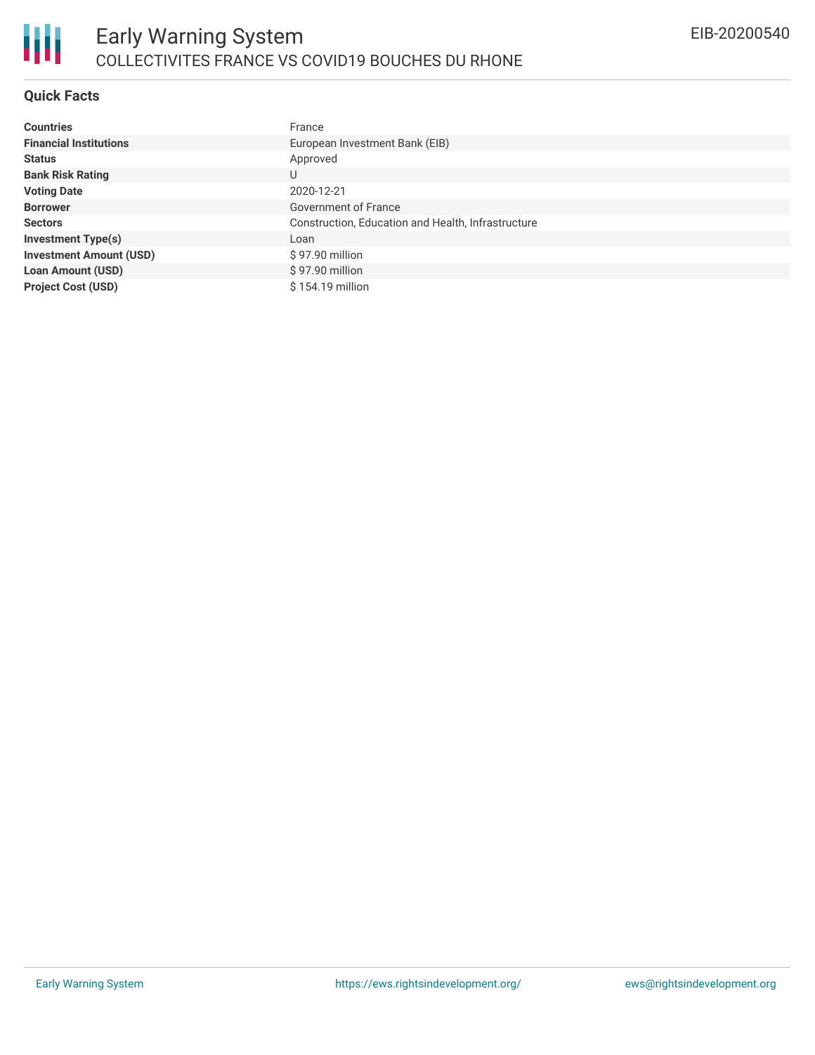# Early Warning System

## COLLECTIVITES FRANCE VS COVID19 BOUCHES DU RHONE

EIB-20200540

### Quick Facts

| | |
|---|---|
| **Countries** | France |
| **Financial Institutions** | European Investment Bank (EIB) |
| **Status** | Approved |
| **Bank Risk Rating** | U |
| **Voting Date** | 2020-12-21 |
| **Borrower** | Government of France |
| **Sectors** | Construction, Education and Health, Infrastructure |
| **Investment Type(s)** | Loan |
| **Investment Amount (USD)** | $ 97.90 million |
| **Loan Amount (USD)** | $ 97.90 million |
| **Project Cost (USD)** | $ 154.19 million |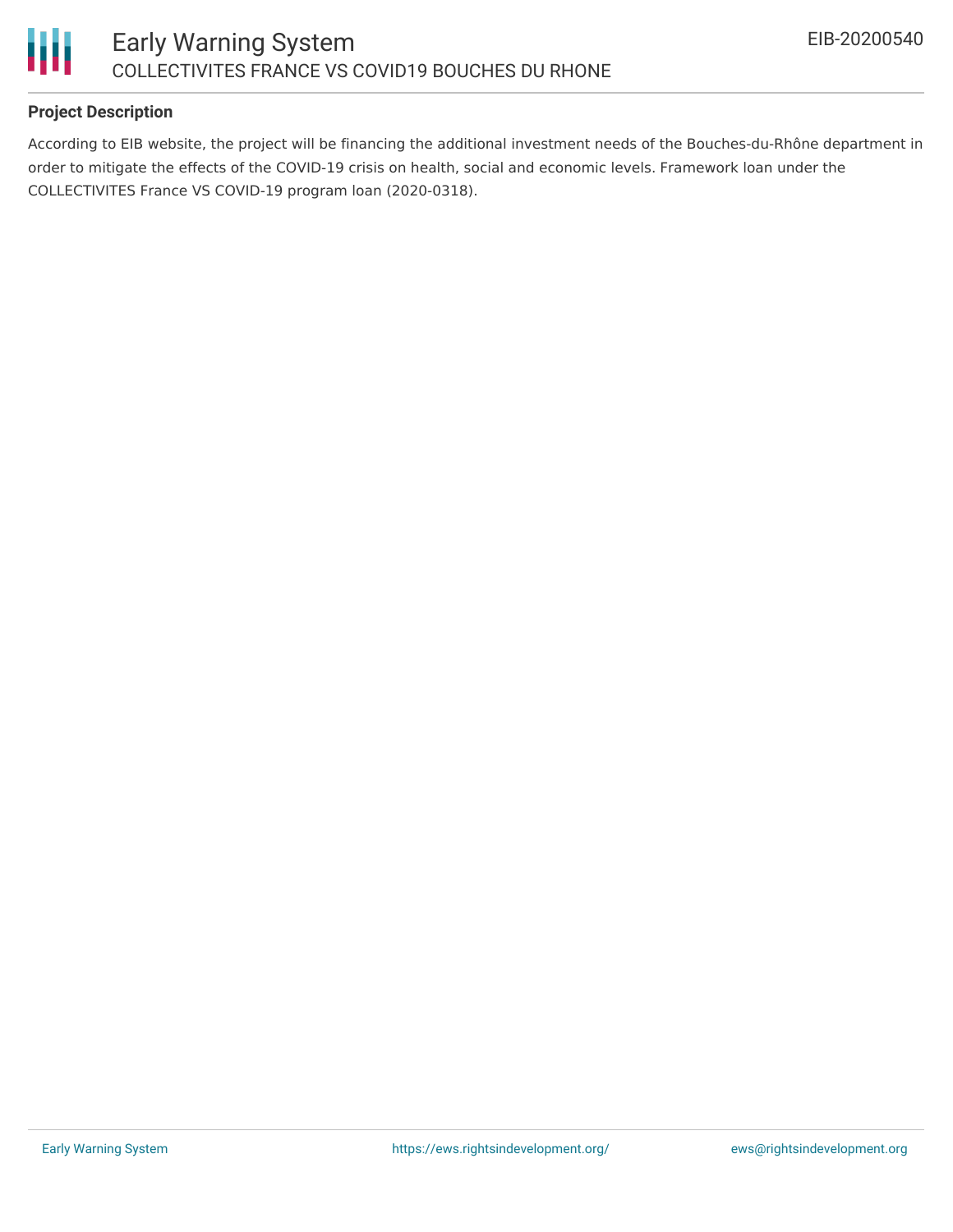**Project Description**

According to EIB website, the project will be financing the additional investment needs of the Bouches-du-Rhône department in order to mitigate the effects of the COVID-19 crisis on health, social and economic levels. Framework loan under the COLLECTIVITES France VS COVID-19 program loan (2020-0318).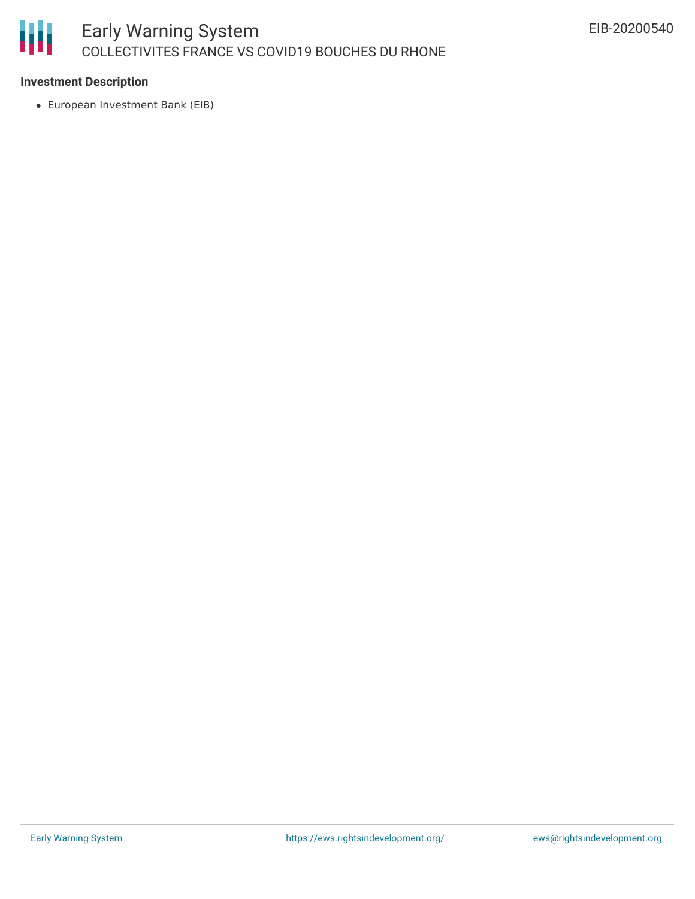### Investment Description

- European Investment Bank (EIB)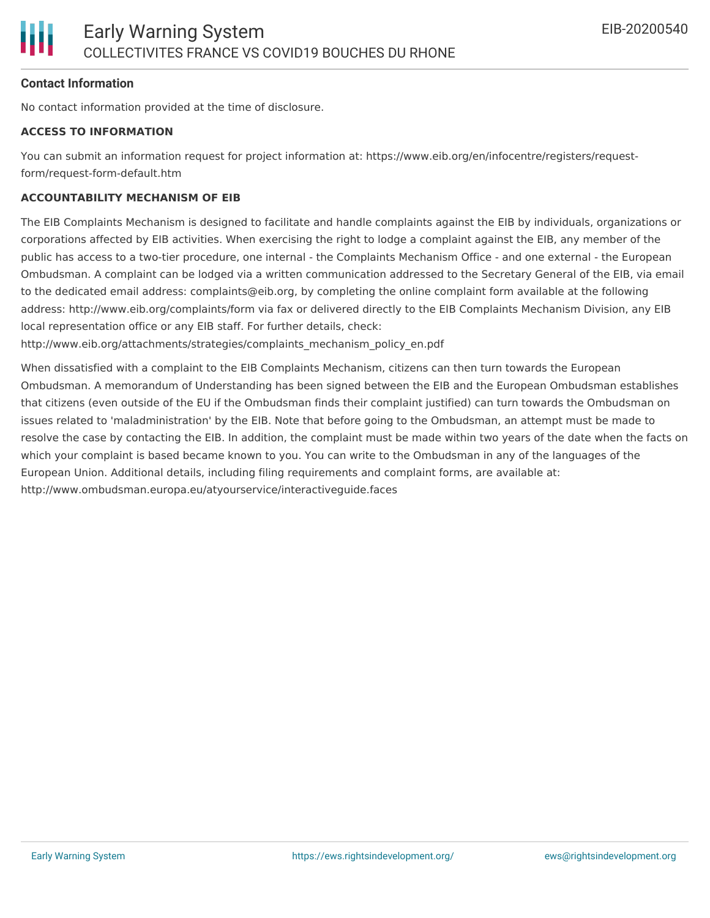**Contact Information**

No contact information provided at the time of disclosure.

**ACCESS TO INFORMATION**

You can submit an information request for project information at: https://www.eib.org/en/infocentre/registers/request-form/request-form-default.htm

**ACCOUNTABILITY MECHANISM OF EIB**

The EIB Complaints Mechanism is designed to facilitate and handle complaints against the EIB by individuals, organizations or corporations affected by EIB activities. When exercising the right to lodge a complaint against the EIB, any member of the public has access to a two-tier procedure, one internal - the Complaints Mechanism Office - and one external - the European Ombudsman. A complaint can be lodged via a written communication addressed to the Secretary General of the EIB, via email to the dedicated email address: complaints@eib.org, by completing the online complaint form available at the following address: http://www.eib.org/complaints/form via fax or delivered directly to the EIB Complaints Mechanism Division, any EIB local representation office or any EIB staff. For further details, check: http://www.eib.org/attachments/strategies/complaints_mechanism_policy_en.pdf

When dissatisfied with a complaint to the EIB Complaints Mechanism, citizens can then turn towards the European Ombudsman. A memorandum of Understanding has been signed between the EIB and the European Ombudsman establishes that citizens (even outside of the EU if the Ombudsman finds their complaint justified) can turn towards the Ombudsman on issues related to 'maladministration' by the EIB. Note that before going to the Ombudsman, an attempt must be made to resolve the case by contacting the EIB. In addition, the complaint must be made within two years of the date when the facts on which your complaint is based became known to you. You can write to the Ombudsman in any of the languages of the European Union. Additional details, including filing requirements and complaint forms, are available at: http://www.ombudsman.europa.eu/atyourservice/interactiveguide.faces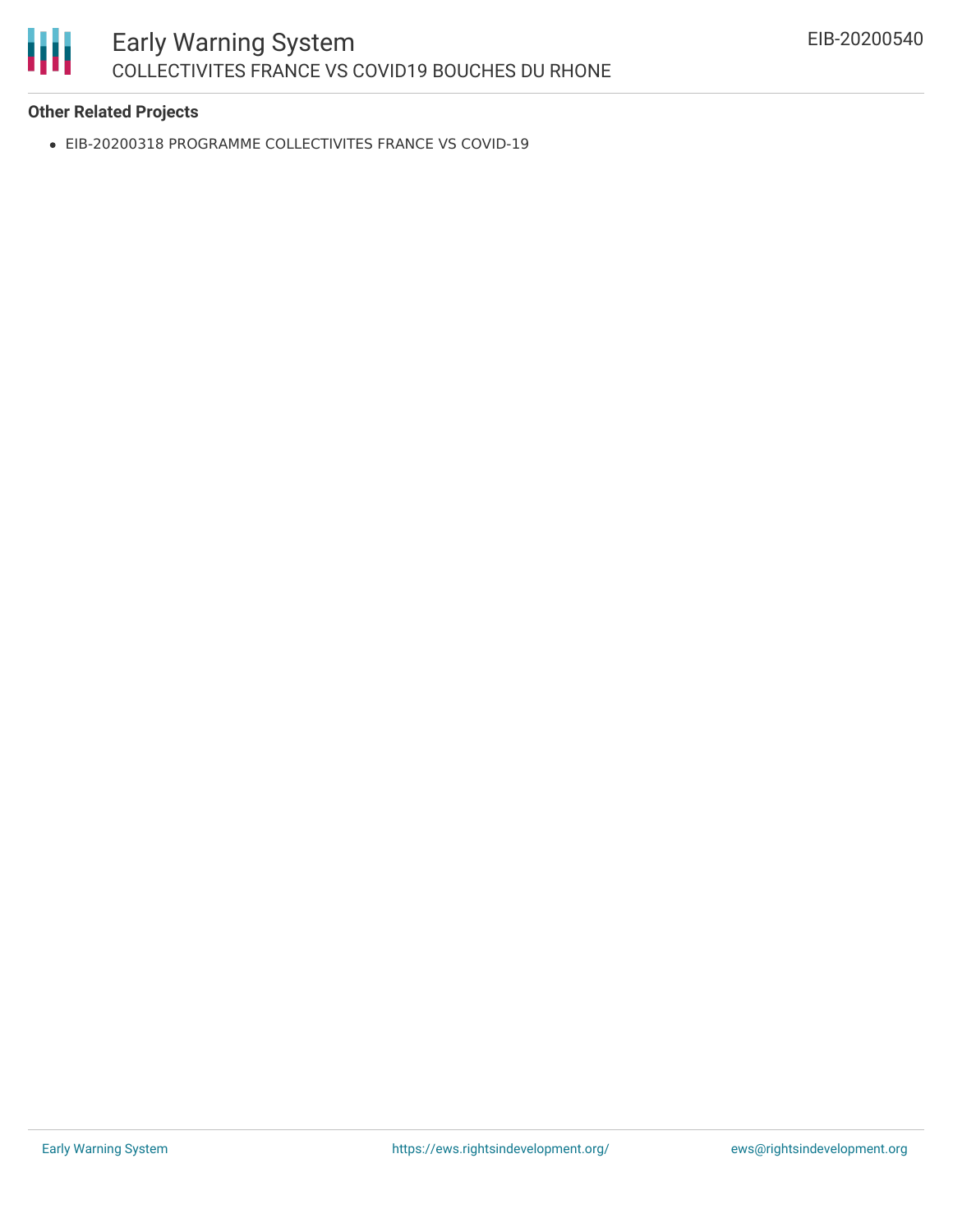**Other Related Projects**

- EIB-20200318 PROGRAMME COLLECTIVITES FRANCE VS COVID-19